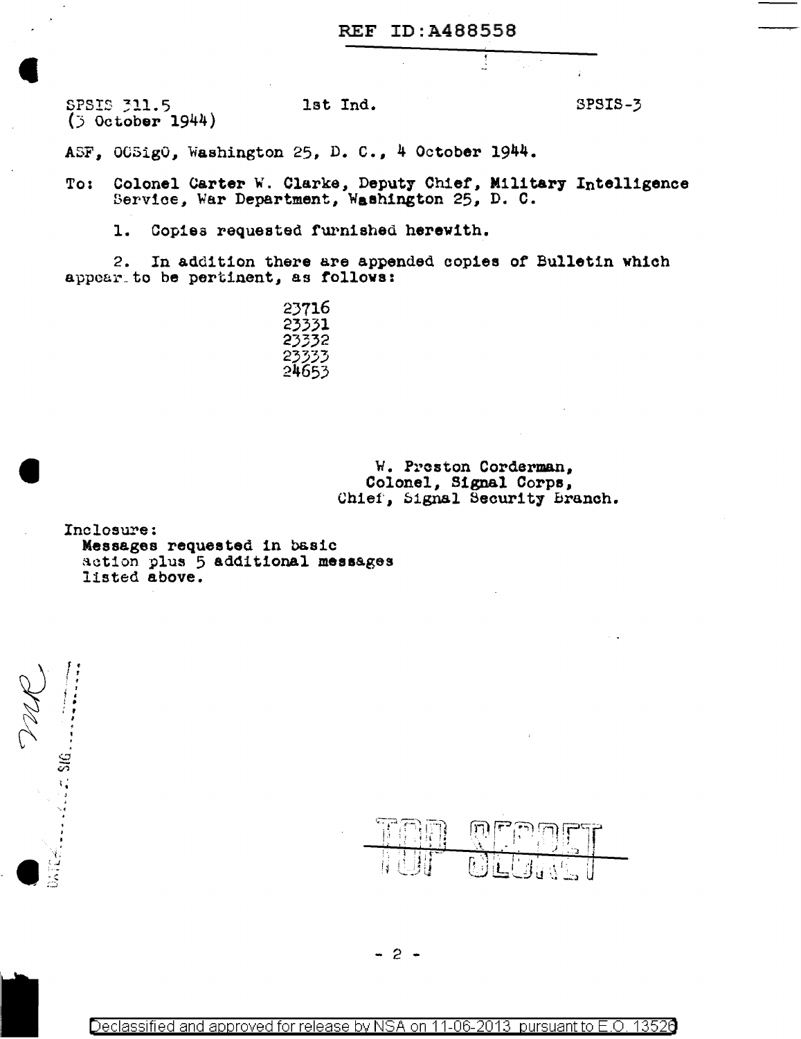REF ID:A488558

SPSIS 311.5 (3 October 1944) &nbsp;&nbsp;&nbsp;&nbsp; 1st Ind. &nbsp;&nbsp;&nbsp;&nbsp; SPSIS-3

ASF, OCSigO, Washington 25, D. C., 4 October 1944.

To: Colonel Carter W. Clarke, Deputy Chief, Military Intelligence Service, War Department, Washington 25, D. C.

1. Copies requested furnished herewith.

2. In addition there are appended copies of Bulletin which appear to be pertinent, as follows:

23716
23331
23332
23333
24653

W. Preston Corderman,
Colonel, Signal Corps,
Chief, Signal Security Branch.

Inclosure:
Messages requested in basic action plus 5 additional messages listed above.

TOP SECRET

Declassified and approved for release by NSA on 11-06-2013 pursuant to E.O. 13526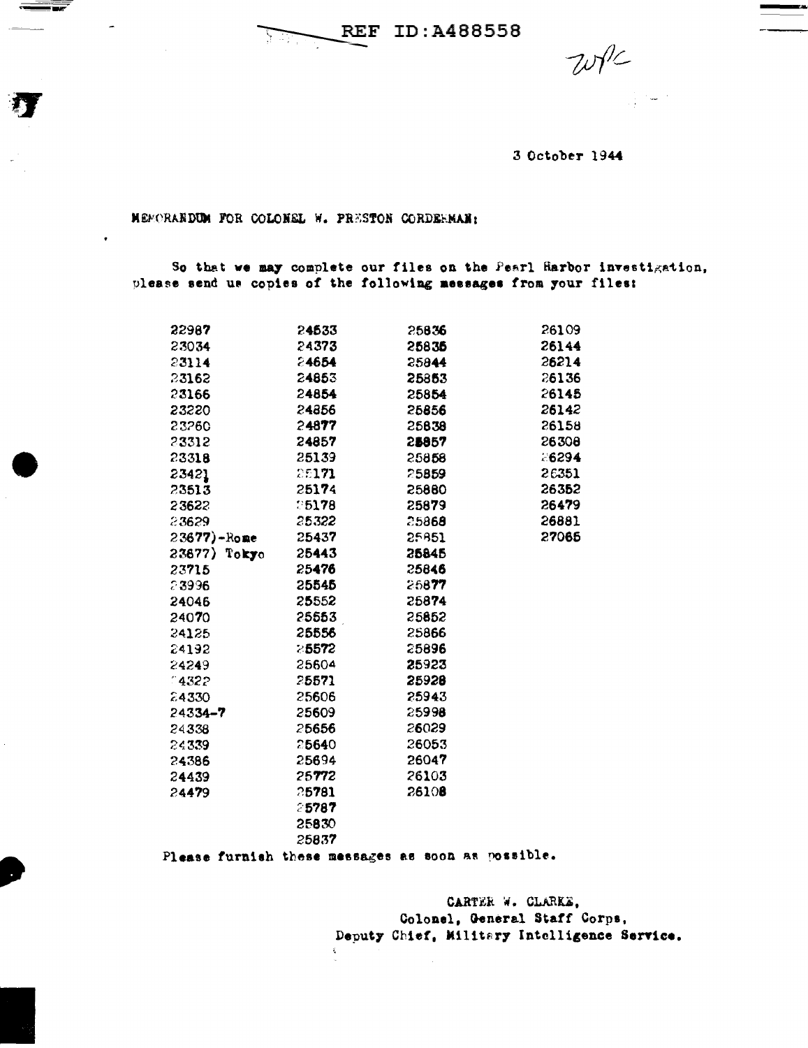REF ID:A488558

3 October 1944

MEMORANDUM FOR COLONEL W. PRESTON CORDERMAN:

So that we may complete our files on the Pearl Harbor investigation, please send us copies of the following messages from your files:

| | | | |
|---|---|---|---|
| 22987 | 24533 | 25836 | 26109 |
| 23034 | 24373 | 25835 | 26144 |
| 23114 | 24654 | 25844 | 26214 |
| 23162 | 24853 | 25853 | 26136 |
| 23166 | 24854 | 25854 | 26145 |
| 23220 | 24856 | 25856 | 26142 |
| 23260 | 24877 | 25838 | 26158 |
| 23312 | 24857 | 25857 | 26308 |
| 23318 | 25139 | 25858 | 26294 |
| 23421 | 25171 | 25859 | 26351 |
| 23513 | 25174 | 25880 | 26352 |
| 23622 | 25178 | 25879 | 26479 |
| 23629 | 25322 | 25868 | 26881 |
| 23677)-Rome | 25437 | 25851 | 27065 |
| 23677) Tokyo | 25443 | 25845 | |
| 23715 | 25476 | 25846 | |
| 23996 | 25545 | 25877 | |
| 24046 | 25552 | 25874 | |
| 24070 | 25553 | 25852 | |
| 24125 | 25556 | 25866 | |
| 24192 | 25572 | 25896 | |
| 24249 | 25604 | 25923 | |
| 24322 | 25571 | 25928 | |
| 24330 | 25606 | 25943 | |
| 24334-7 | 25609 | 25998 | |
| 24338 | 25656 | 26029 | |
| 24339 | 25640 | 26053 | |
| 24386 | 25694 | 26047 | |
| 24439 | 25772 | 26103 | |
| 24479 | 25781 | 26108 | |
| | 25787 | | |
| | 25830 | | |
| | 25837 | | |

Please furnish these messages as soon as possible.

CARTER W. CLARKE,
Colonel, General Staff Corps,
Deputy Chief, Military Intelligence Service.